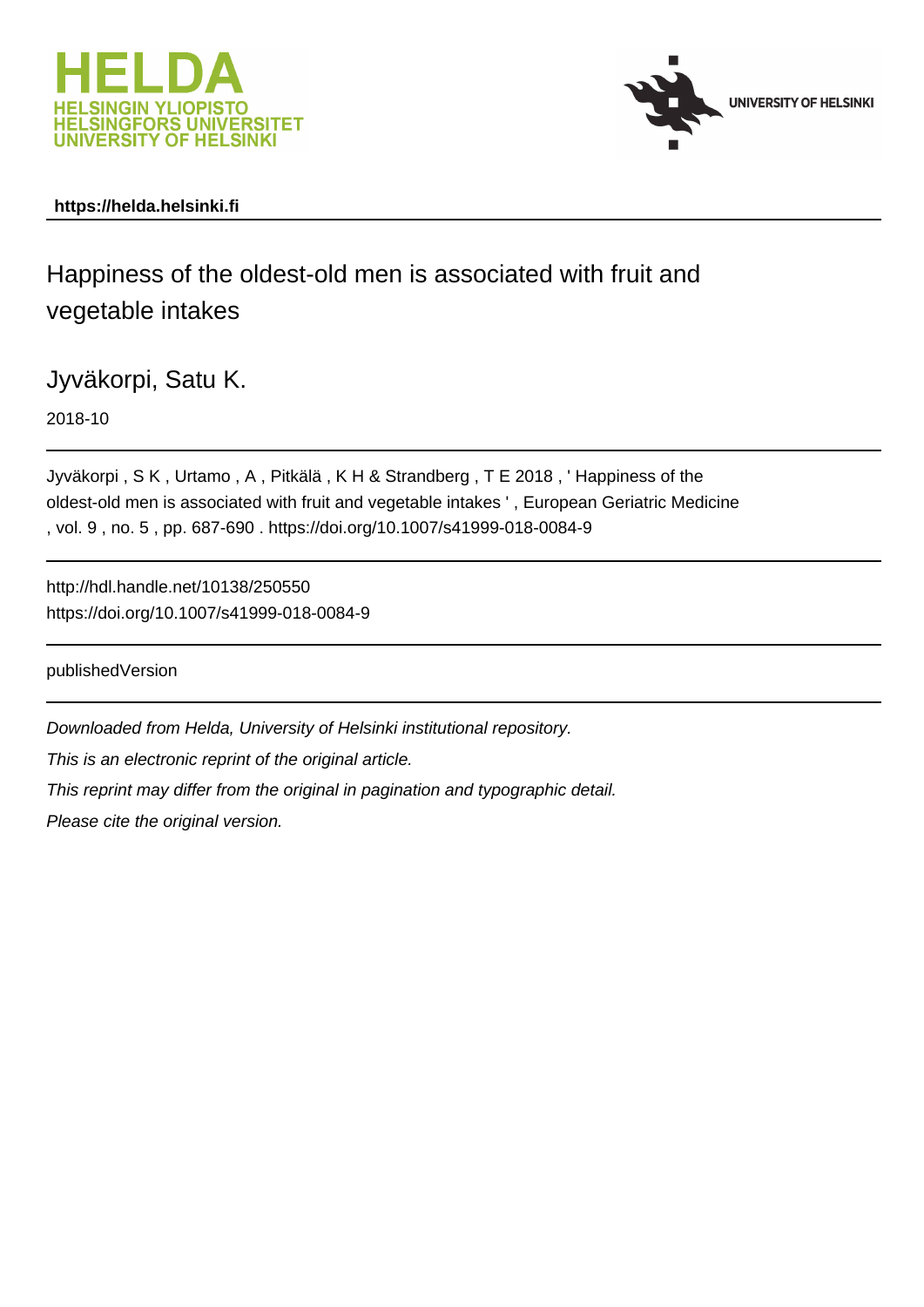https://helda.helsinki.fi

# Happiness of the oldest-old men is associated with fruit and vegetable intakes

Jyväkorpi, Satu K.

2018-10

Jyväkorpi , S K , Urtamo , A , Pitkälä , K H & Strandberg , T E 2018 , ' Happiness of the oldest-old men is associated with fruit and vegetable intakes ' , European Geriatric Medicine , vol. 9 , no. 5 , pp. 687-690 . https://doi.org/10.1007/s41999-018-0084-9

http://hdl.handle.net/10138/250550
https://doi.org/10.1007/s41999-018-0084-9

publishedVersion

*Downloaded from Helda, University of Helsinki institutional repository.*

*This is an electronic reprint of the original article.*

*This reprint may differ from the original in pagination and typographic detail.*

*Please cite the original version.*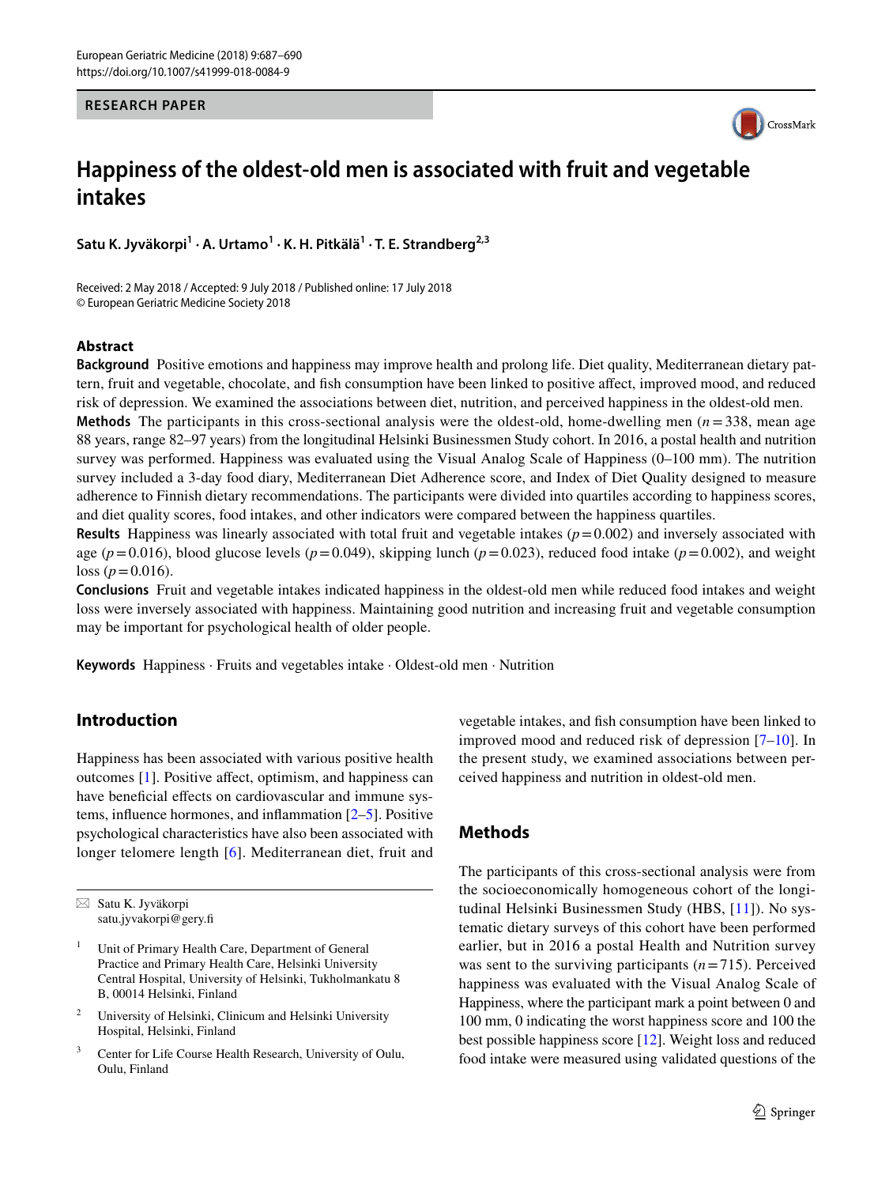RESEARCH PAPER

# Happiness of the oldest-old men is associated with fruit and vegetable intakes

**Satu K. Jyväkorpi[1] · A. Urtamo[1] · K. H. Pitkälä[1] · T. E. Strandberg[2,3]**

Received: 2 May 2018 / Accepted: 9 July 2018 / Published online: 17 July 2018
© European Geriatric Medicine Society 2018

## Abstract

**Background** Positive emotions and happiness may improve health and prolong life. Diet quality, Mediterranean dietary pattern, fruit and vegetable, chocolate, and fish consumption have been linked to positive affect, improved mood, and reduced risk of depression. We examined the associations between diet, nutrition, and perceived happiness in the oldest-old men.

**Methods** The participants in this cross-sectional analysis were the oldest-old, home-dwelling men ($n = 338$, mean age 88 years, range 82–97 years) from the longitudinal Helsinki Businessmen Study cohort. In 2016, a postal health and nutrition survey was performed. Happiness was evaluated using the Visual Analog Scale of Happiness (0–100 mm). The nutrition survey included a 3-day food diary, Mediterranean Diet Adherence score, and Index of Diet Quality designed to measure adherence to Finnish dietary recommendations. The participants were divided into quartiles according to happiness scores, and diet quality scores, food intakes, and other indicators were compared between the happiness quartiles.

**Results** Happiness was linearly associated with total fruit and vegetable intakes ($p = 0.002$) and inversely associated with age ($p = 0.016$), blood glucose levels ($p = 0.049$), skipping lunch ($p = 0.023$), reduced food intake ($p = 0.002$), and weight loss ($p = 0.016$).

**Conclusions** Fruit and vegetable intakes indicated happiness in the oldest-old men while reduced food intakes and weight loss were inversely associated with happiness. Maintaining good nutrition and increasing fruit and vegetable consumption may be important for psychological health of older people.

**Keywords** Happiness · Fruits and vegetables intake · Oldest-old men · Nutrition

## Introduction

Happiness has been associated with various positive health outcomes [1]. Positive affect, optimism, and happiness can have beneficial effects on cardiovascular and immune systems, influence hormones, and inflammation [2–5]. Positive psychological characteristics have also been associated with longer telomere length [6]. Mediterranean diet, fruit and vegetable intakes, and fish consumption have been linked to improved mood and reduced risk of depression [7–10]. In the present study, we examined associations between perceived happiness and nutrition in oldest-old men.

## Methods

The participants of this cross-sectional analysis were from the socioeconomically homogeneous cohort of the longitudinal Helsinki Businessmen Study (HBS, [11]). No systematic dietary surveys of this cohort have been performed earlier, but in 2016 a postal Health and Nutrition survey was sent to the surviving participants ($n = 715$). Perceived happiness was evaluated with the Visual Analog Scale of Happiness, where the participant mark a point between 0 and 100 mm, 0 indicating the worst happiness score and 100 the best possible happiness score [12]. Weight loss and reduced food intake were measured using validated questions of the

---

✉ Satu K. Jyväkorpi
satu.jyvakorpi@gery.fi

1 Unit of Primary Health Care, Department of General Practice and Primary Health Care, Helsinki University Central Hospital, University of Helsinki, Tukholmankatu 8 B, 00014 Helsinki, Finland

2 University of Helsinki, Clinicum and Helsinki University Hospital, Helsinki, Finland

3 Center for Life Course Health Research, University of Oulu, Oulu, Finland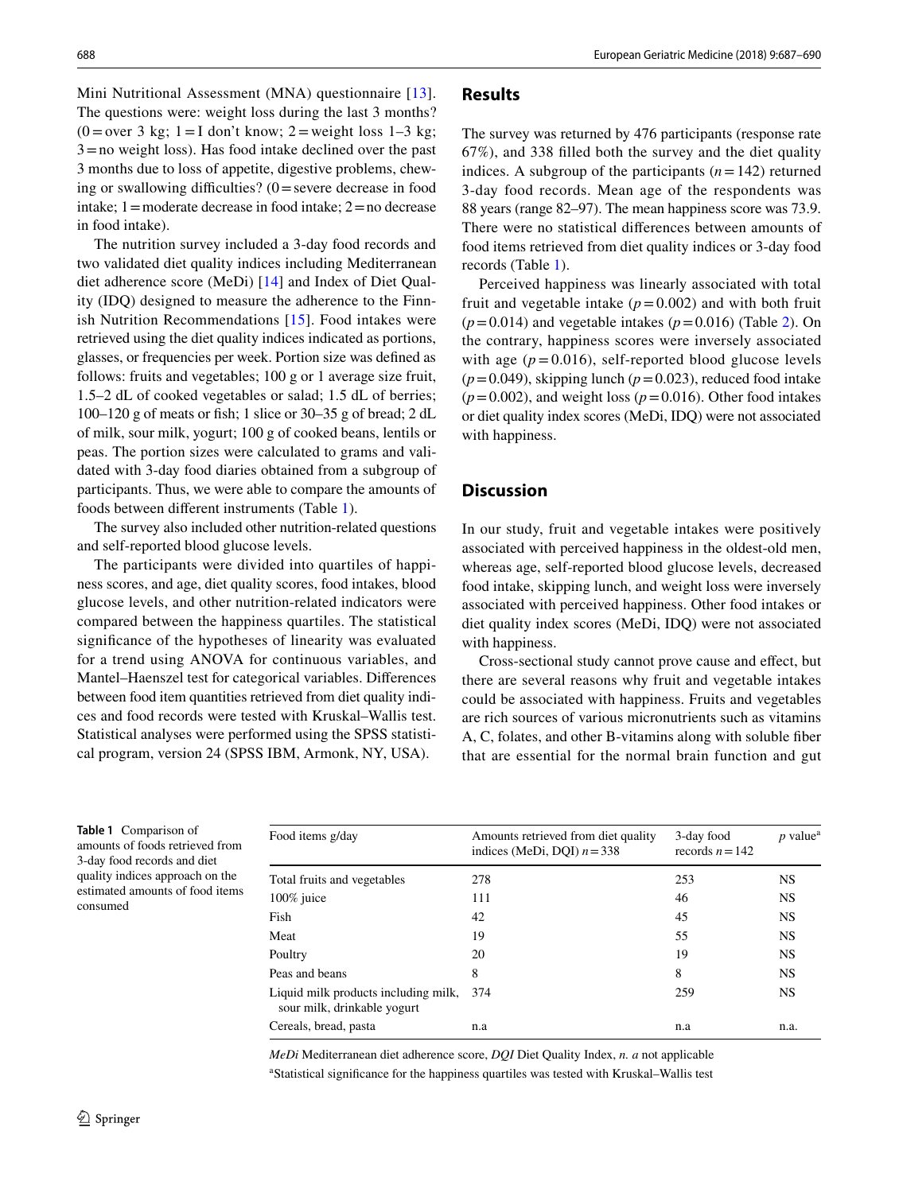Mini Nutritional Assessment (MNA) questionnaire [13]. The questions were: weight loss during the last 3 months? (0 = over 3 kg; 1 = I don't know; 2 = weight loss 1–3 kg; 3 = no weight loss). Has food intake declined over the past 3 months due to loss of appetite, digestive problems, chewing or swallowing difficulties? (0 = severe decrease in food intake; 1 = moderate decrease in food intake; 2 = no decrease in food intake).

The nutrition survey included a 3-day food records and two validated diet quality indices including Mediterranean diet adherence score (MeDi) [14] and Index of Diet Quality (IDQ) designed to measure the adherence to the Finnish Nutrition Recommendations [15]. Food intakes were retrieved using the diet quality indices indicated as portions, glasses, or frequencies per week. Portion size was defined as follows: fruits and vegetables; 100 g or 1 average size fruit, 1.5–2 dL of cooked vegetables or salad; 1.5 dL of berries; 100–120 g of meats or fish; 1 slice or 30–35 g of bread; 2 dL of milk, sour milk, yogurt; 100 g of cooked beans, lentils or peas. The portion sizes were calculated to grams and validated with 3-day food diaries obtained from a subgroup of participants. Thus, we were able to compare the amounts of foods between different instruments (Table 1).

The survey also included other nutrition-related questions and self-reported blood glucose levels.

The participants were divided into quartiles of happiness scores, and age, diet quality scores, food intakes, blood glucose levels, and other nutrition-related indicators were compared between the happiness quartiles. The statistical significance of the hypotheses of linearity was evaluated for a trend using ANOVA for continuous variables, and Mantel–Haenszel test for categorical variables. Differences between food item quantities retrieved from diet quality indices and food records were tested with Kruskal–Wallis test. Statistical analyses were performed using the SPSS statistical program, version 24 (SPSS IBM, Armonk, NY, USA).

## Results

The survey was returned by 476 participants (response rate 67%), and 338 filled both the survey and the diet quality indices. A subgroup of the participants ($n = 142$) returned 3-day food records. Mean age of the respondents was 88 years (range 82–97). The mean happiness score was 73.9. There were no statistical differences between amounts of food items retrieved from diet quality indices or 3-day food records (Table 1).

Perceived happiness was linearly associated with total fruit and vegetable intake ($p = 0.002$) and with both fruit ($p = 0.014$) and vegetable intakes ($p = 0.016$) (Table 2). On the contrary, happiness scores were inversely associated with age ($p = 0.016$), self-reported blood glucose levels ($p = 0.049$), skipping lunch ($p = 0.023$), reduced food intake ($p = 0.002$), and weight loss ($p = 0.016$). Other food intakes or diet quality index scores (MeDi, IDQ) were not associated with happiness.

## Discussion

In our study, fruit and vegetable intakes were positively associated with perceived happiness in the oldest-old men, whereas age, self-reported blood glucose levels, decreased food intake, skipping lunch, and weight loss were inversely associated with perceived happiness. Other food intakes or diet quality index scores (MeDi, IDQ) were not associated with happiness.

Cross-sectional study cannot prove cause and effect, but there are several reasons why fruit and vegetable intakes could be associated with happiness. Fruits and vegetables are rich sources of various micronutrients such as vitamins A, C, folates, and other B-vitamins along with soluble fiber that are essential for the normal brain function and gut

**Table 1** Comparison of amounts of foods retrieved from 3-day food records and diet quality indices approach on the estimated amounts of food items consumed

| Food items g/day | Amounts retrieved from diet quality indices (MeDi, DQI) $n = 338$ | 3-day food records $n = 142$ | *p* value[a] |
|---|---|---|---|
| Total fruits and vegetables | 278 | 253 | NS |
| 100% juice | 111 | 46 | NS |
| Fish | 42 | 45 | NS |
| Meat | 19 | 55 | NS |
| Poultry | 20 | 19 | NS |
| Peas and beans | 8 | 8 | NS |
| Liquid milk products including milk, sour milk, drinkable yogurt | 374 | 259 | NS |
| Cereals, bread, pasta | n.a | n.a | n.a. |

*MeDi* Mediterranean diet adherence score, *DQI* Diet Quality Index, *n. a* not applicable

[a]Statistical significance for the happiness quartiles was tested with Kruskal–Wallis test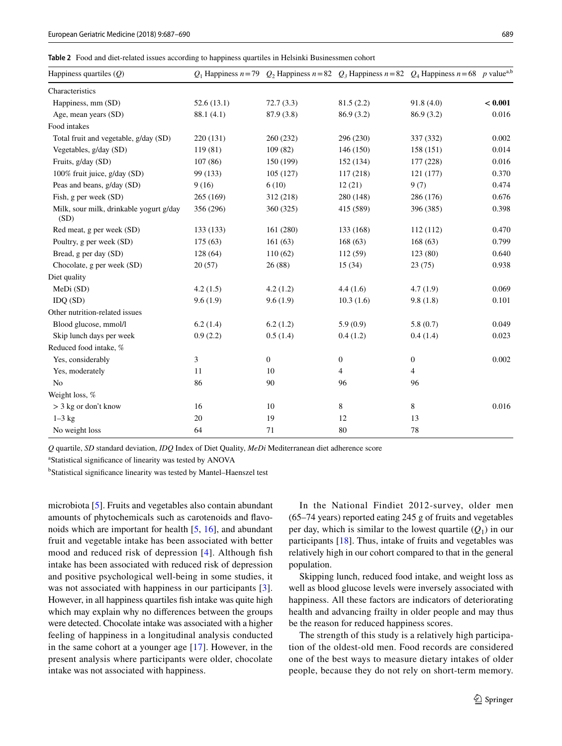**Table 2** Food and diet-related issues according to happiness quartiles in Helsinki Businessmen cohort

| Happiness quartiles ($Q$) | $Q_1$ Happiness $n = 79$ | $Q_2$ Happiness $n = 82$ | $Q_3$ Happiness $n = 82$ | $Q_4$ Happiness $n = 68$ | $p$ value[a,b] |
|---|---|---|---|---|---|
| Characteristics | | | | | |
| Happiness, mm (SD) | 52.6 (13.1) | 72.7 (3.3) | 81.5 (2.2) | 91.8 (4.0) | **< 0.001** |
| Age, mean years (SD) | 88.1 (4.1) | 87.9 (3.8) | 86.9 (3.2) | 86.9 (3.2) | 0.016 |
| Food intakes | | | | | |
| Total fruit and vegetable, g/day (SD) | 220 (131) | 260 (232) | 296 (230) | 337 (332) | 0.002 |
| Vegetables, g/day (SD) | 119 (81) | 109 (82) | 146 (150) | 158 (151) | 0.014 |
| Fruits, g/day (SD) | 107 (86) | 150 (199) | 152 (134) | 177 (228) | 0.016 |
| 100% fruit juice, g/day (SD) | 99 (133) | 105 (127) | 117 (218) | 121 (177) | 0.370 |
| Peas and beans, g/day (SD) | 9 (16) | 6 (10) | 12 (21) | 9 (7) | 0.474 |
| Fish, g per week (SD) | 265 (169) | 312 (218) | 280 (148) | 286 (176) | 0.676 |
| Milk, sour milk, drinkable yogurt g/day (SD) | 356 (296) | 360 (325) | 415 (589) | 396 (385) | 0.398 |
| Red meat, g per week (SD) | 133 (133) | 161 (280) | 133 (168) | 112 (112) | 0.470 |
| Poultry, g per week (SD) | 175 (63) | 161 (63) | 168 (63) | 168 (63) | 0.799 |
| Bread, g per day (SD) | 128 (64) | 110 (62) | 112 (59) | 123 (80) | 0.640 |
| Chocolate, g per week (SD) | 20 (57) | 26 (88) | 15 (34) | 23 (75) | 0.938 |
| Diet quality | | | | | |
| MeDi (SD) | 4.2 (1.5) | 4.2 (1.2) | 4.4 (1.6) | 4.7 (1.9) | 0.069 |
| IDQ (SD) | 9.6 (1.9) | 9.6 (1.9) | 10.3 (1.6) | 9.8 (1.8) | 0.101 |
| Other nutrition-related issues | | | | | |
| Blood glucose, mmol/l | 6.2 (1.4) | 6.2 (1.2) | 5.9 (0.9) | 5.8 (0.7) | 0.049 |
| Skip lunch days per week | 0.9 (2.2) | 0.5 (1.4) | 0.4 (1.2) | 0.4 (1.4) | 0.023 |
| Reduced food intake, % | | | | | |
| Yes, considerably | 3 | 0 | 0 | 0 | 0.002 |
| Yes, moderately | 11 | 10 | 4 | 4 | |
| No | 86 | 90 | 96 | 96 | |
| Weight loss, % | | | | | |
| > 3 kg or don't know | 16 | 10 | 8 | 8 | 0.016 |
| 1–3 kg | 20 | 19 | 12 | 13 | |
| No weight loss | 64 | 71 | 80 | 78 | |

*Q* quartile, *SD* standard deviation, *IDQ* Index of Diet Quality, *MeDi* Mediterranean diet adherence score

[a]Statistical significance of linearity was tested by ANOVA

[b]Statistical significance linearity was tested by Mantel–Haenszel test

microbiota [5]. Fruits and vegetables also contain abundant amounts of phytochemicals such as carotenoids and flavonoids which are important for health [5, 16], and abundant fruit and vegetable intake has been associated with better mood and reduced risk of depression [4]. Although fish intake has been associated with reduced risk of depression and positive psychological well-being in some studies, it was not associated with happiness in our participants [3]. However, in all happiness quartiles fish intake was quite high which may explain why no differences between the groups were detected. Chocolate intake was associated with a higher feeling of happiness in a longitudinal analysis conducted in the same cohort at a younger age [17]. However, in the present analysis where participants were older, chocolate intake was not associated with happiness.

In the National Findiet 2012-survey, older men (65–74 years) reported eating 245 g of fruits and vegetables per day, which is similar to the lowest quartile ($Q_1$) in our participants [18]. Thus, intake of fruits and vegetables was relatively high in our cohort compared to that in the general population.

Skipping lunch, reduced food intake, and weight loss as well as blood glucose levels were inversely associated with happiness. All these factors are indicators of deteriorating health and advancing frailty in older people and may thus be the reason for reduced happiness scores.

The strength of this study is a relatively high participation of the oldest-old men. Food records are considered one of the best ways to measure dietary intakes of older people, because they do not rely on short-term memory.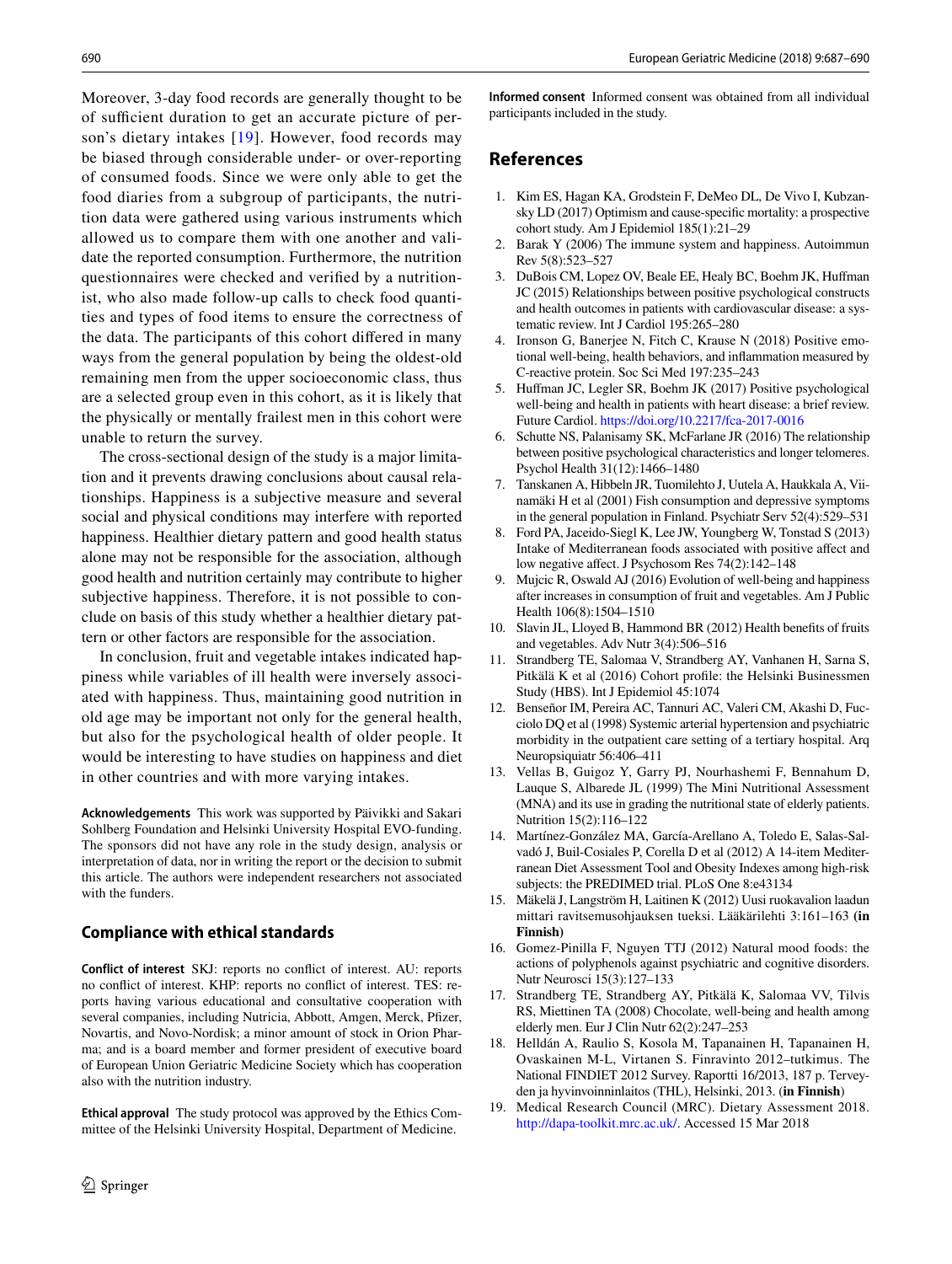Moreover, 3-day food records are generally thought to be of sufficient duration to get an accurate picture of person's dietary intakes [19]. However, food records may be biased through considerable under- or over-reporting of consumed foods. Since we were only able to get the food diaries from a subgroup of participants, the nutrition data were gathered using various instruments which allowed us to compare them with one another and validate the reported consumption. Furthermore, the nutrition questionnaires were checked and verified by a nutritionist, who also made follow-up calls to check food quantities and types of food items to ensure the correctness of the data. The participants of this cohort differed in many ways from the general population by being the oldest-old remaining men from the upper socioeconomic class, thus are a selected group even in this cohort, as it is likely that the physically or mentally frailest men in this cohort were unable to return the survey.

The cross-sectional design of the study is a major limitation and it prevents drawing conclusions about causal relationships. Happiness is a subjective measure and several social and physical conditions may interfere with reported happiness. Healthier dietary pattern and good health status alone may not be responsible for the association, although good health and nutrition certainly may contribute to higher subjective happiness. Therefore, it is not possible to conclude on basis of this study whether a healthier dietary pattern or other factors are responsible for the association.

In conclusion, fruit and vegetable intakes indicated happiness while variables of ill health were inversely associated with happiness. Thus, maintaining good nutrition in old age may be important not only for the general health, but also for the psychological health of older people. It would be interesting to have studies on happiness and diet in other countries and with more varying intakes.

**Acknowledgements** This work was supported by Päivikki and Sakari Sohlberg Foundation and Helsinki University Hospital EVO-funding. The sponsors did not have any role in the study design, analysis or interpretation of data, nor in writing the report or the decision to submit this article. The authors were independent researchers not associated with the funders.

## Compliance with ethical standards

**Conflict of interest** SKJ: reports no conflict of interest. AU: reports no conflict of interest. KHP: reports no conflict of interest. TES: reports having various educational and consultative cooperation with several companies, including Nutricia, Abbott, Amgen, Merck, Pfizer, Novartis, and Novo-Nordisk; a minor amount of stock in Orion Pharma; and is a board member and former president of executive board of European Union Geriatric Medicine Society which has cooperation also with the nutrition industry.

**Ethical approval** The study protocol was approved by the Ethics Committee of the Helsinki University Hospital, Department of Medicine.

**Informed consent** Informed consent was obtained from all individual participants included in the study.

## References

1. Kim ES, Hagan KA, Grodstein F, DeMeo DL, De Vivo I, Kubzansky LD (2017) Optimism and cause-specific mortality: a prospective cohort study. Am J Epidemiol 185(1):21–29
2. Barak Y (2006) The immune system and happiness. Autoimmun Rev 5(8):523–527
3. DuBois CM, Lopez OV, Beale EE, Healy BC, Boehm JK, Huffman JC (2015) Relationships between positive psychological constructs and health outcomes in patients with cardiovascular disease: a systematic review. Int J Cardiol 195:265–280
4. Ironson G, Banerjee N, Fitch C, Krause N (2018) Positive emotional well-being, health behaviors, and inflammation measured by C-reactive protein. Soc Sci Med 197:235–243
5. Huffman JC, Legler SR, Boehm JK (2017) Positive psychological well-being and health in patients with heart disease: a brief review. Future Cardiol. https://doi.org/10.2217/fca-2017-0016
6. Schutte NS, Palanisamy SK, McFarlane JR (2016) The relationship between positive psychological characteristics and longer telomeres. Psychol Health 31(12):1466–1480
7. Tanskanen A, Hibbeln JR, Tuomilehto J, Uutela A, Haukkala A, Viinamäki H et al (2001) Fish consumption and depressive symptoms in the general population in Finland. Psychiatr Serv 52(4):529–531
8. Ford PA, Jaceido-Siegl K, Lee JW, Youngberg W, Tonstad S (2013) Intake of Mediterranean foods associated with positive affect and low negative affect. J Psychosom Res 74(2):142–148
9. Mujcic R, Oswald AJ (2016) Evolution of well-being and happiness after increases in consumption of fruit and vegetables. Am J Public Health 106(8):1504–1510
10. Slavin JL, Lloyed B, Hammond BR (2012) Health benefits of fruits and vegetables. Adv Nutr 3(4):506–516
11. Strandberg TE, Salomaa V, Strandberg AY, Vanhanen H, Sarna S, Pitkälä K et al (2016) Cohort profile: the Helsinki Businessmen Study (HBS). Int J Epidemiol 45:1074
12. Benseñor IM, Pereira AC, Tannuri AC, Valeri CM, Akashi D, Fucciolo DQ et al (1998) Systemic arterial hypertension and psychiatric morbidity in the outpatient care setting of a tertiary hospital. Arq Neuropsiquiatr 56:406–411
13. Vellas B, Guigoz Y, Garry PJ, Nourhashemi F, Bennahum D, Lauque S, Albarede JL (1999) The Mini Nutritional Assessment (MNA) and its use in grading the nutritional state of elderly patients. Nutrition 15(2):116–122
14. Martínez-González MA, García-Arellano A, Toledo E, Salas-Salvadó J, Buil-Cosiales P, Corella D et al (2012) A 14-item Mediterranean Diet Assessment Tool and Obesity Indexes among high-risk subjects: the PREDIMED trial. PLoS One 8:e43134
15. Mäkelä J, Langström H, Laitinen K (2012) Uusi ruokavalion laadun mittari ravitsemusohjauksen tueksi. Lääkärilehti 3:161–163 **(in Finnish)**
16. Gomez-Pinilla F, Nguyen TTJ (2012) Natural mood foods: the actions of polyphenols against psychiatric and cognitive disorders. Nutr Neurosci 15(3):127–133
17. Strandberg TE, Strandberg AY, Pitkälä K, Salomaa VV, Tilvis RS, Miettinen TA (2008) Chocolate, well-being and health among elderly men. Eur J Clin Nutr 62(2):247–253
18. Helldán A, Raulio S, Kosola M, Tapanainen H, Tapanainen H, Ovaskainen M-L, Virtanen S. Finravinto 2012–tutkimus. The National FINDIET 2012 Survey. Raportti 16/2013, 187 p. Terveyden ja hyvinvoinninlaitos (THL), Helsinki, 2013. (**in Finnish**)
19. Medical Research Council (MRC). Dietary Assessment 2018. http://dapa-toolkit.mrc.ac.uk/. Accessed 15 Mar 2018